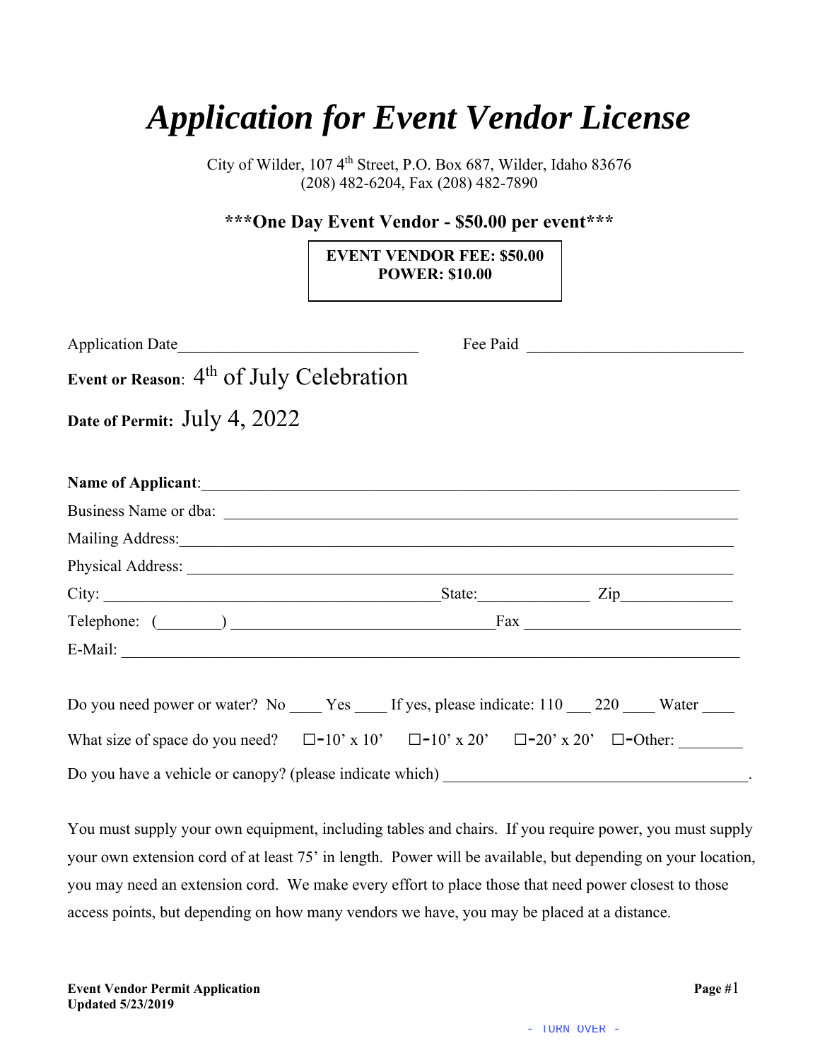# *Application for Event Vendor License*

City of Wilder, 107 4th Street, P.O. Box 687, Wilder, Idaho 83676
(208) 482-6204, Fax (208) 482-7890

**\*\*\*One Day Event Vendor - $50.00 per event\*\*\***

**EVENT VENDOR FEE: $50.00**
**POWER: $10.00**

Application Date______________________________ Fee Paid ___________________________

**Event or Reason**: 4th of July Celebration

**Date of Permit:** July 4, 2022

**Name of Applicant**:____________________________________________________________________

Business Name or dba: ____________________________________________________________

Mailing Address:__________________________________________________________________

Physical Address: _________________________________________________________________

City: ___________________________________________State:______________ Zip______________

Telephone: (________) _________________________________Fax ___________________________

E-Mail: ___________________________________________________________________________

Do you need power or water? No ____ Yes ____ If yes, please indicate: 110 ___ 220 ____ Water ____

What size of space do you need? ☐-10' x 10' ☐-10' x 20' ☐-20' x 20' ☐-Other: ________

Do you have a vehicle or canopy? (please indicate which) ______________________________________.

You must supply your own equipment, including tables and chairs. If you require power, you must supply your own extension cord of at least 75' in length. Power will be available, but depending on your location, you may need an extension cord. We make every effort to place those that need power closest to those access points, but depending on how many vendors we have, you may be placed at a distance.

**Event Vendor Permit Application**
**Updated 5/23/2019**

- TURN OVER -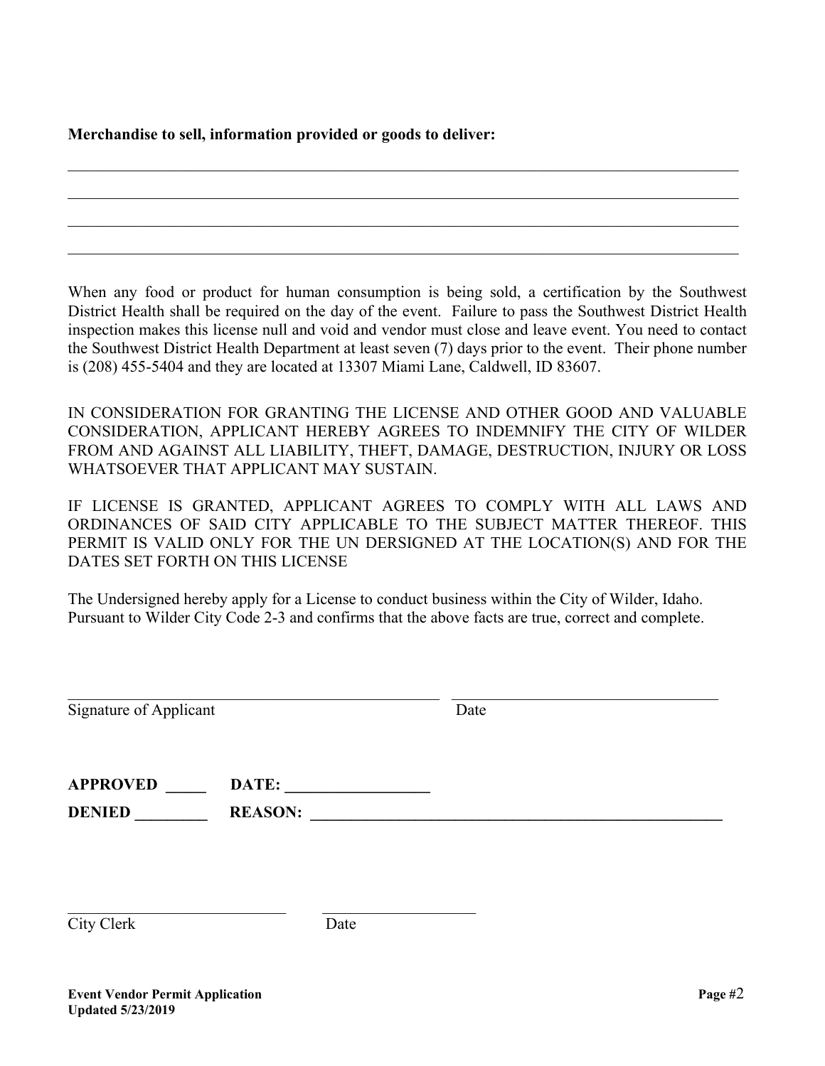**Merchandise to sell, information provided or goods to deliver:**

______________________________________________________________________________

______________________________________________________________________________

______________________________________________________________________________

______________________________________________________________________________

When any food or product for human consumption is being sold, a certification by the Southwest District Health shall be required on the day of the event. Failure to pass the Southwest District Health inspection makes this license null and void and vendor must close and leave event. You need to contact the Southwest District Health Department at least seven (7) days prior to the event. Their phone number is (208) 455-5404 and they are located at 13307 Miami Lane, Caldwell, ID 83607.

IN CONSIDERATION FOR GRANTING THE LICENSE AND OTHER GOOD AND VALUABLE CONSIDERATION, APPLICANT HEREBY AGREES TO INDEMNIFY THE CITY OF WILDER FROM AND AGAINST ALL LIABILITY, THEFT, DAMAGE, DESTRUCTION, INJURY OR LOSS WHATSOEVER THAT APPLICANT MAY SUSTAIN.

IF LICENSE IS GRANTED, APPLICANT AGREES TO COMPLY WITH ALL LAWS AND ORDINANCES OF SAID CITY APPLICABLE TO THE SUBJECT MATTER THEREOF. THIS PERMIT IS VALID ONLY FOR THE UN DERSIGNED AT THE LOCATION(S) AND FOR THE DATES SET FORTH ON THIS LICENSE

The Undersigned hereby apply for a License to conduct business within the City of Wilder, Idaho. Pursuant to Wilder City Code 2-3 and confirms that the above facts are true, correct and complete.

_______________________________________________ ________________________________

Signature of Applicant Date

**APPROVED _____ DATE: __________________**

**DENIED _________ REASON: ______________________________________________________**

____________________________ ____________________

City Clerk Date

**Event Vendor Permit Application**
**Updated 5/23/2019**